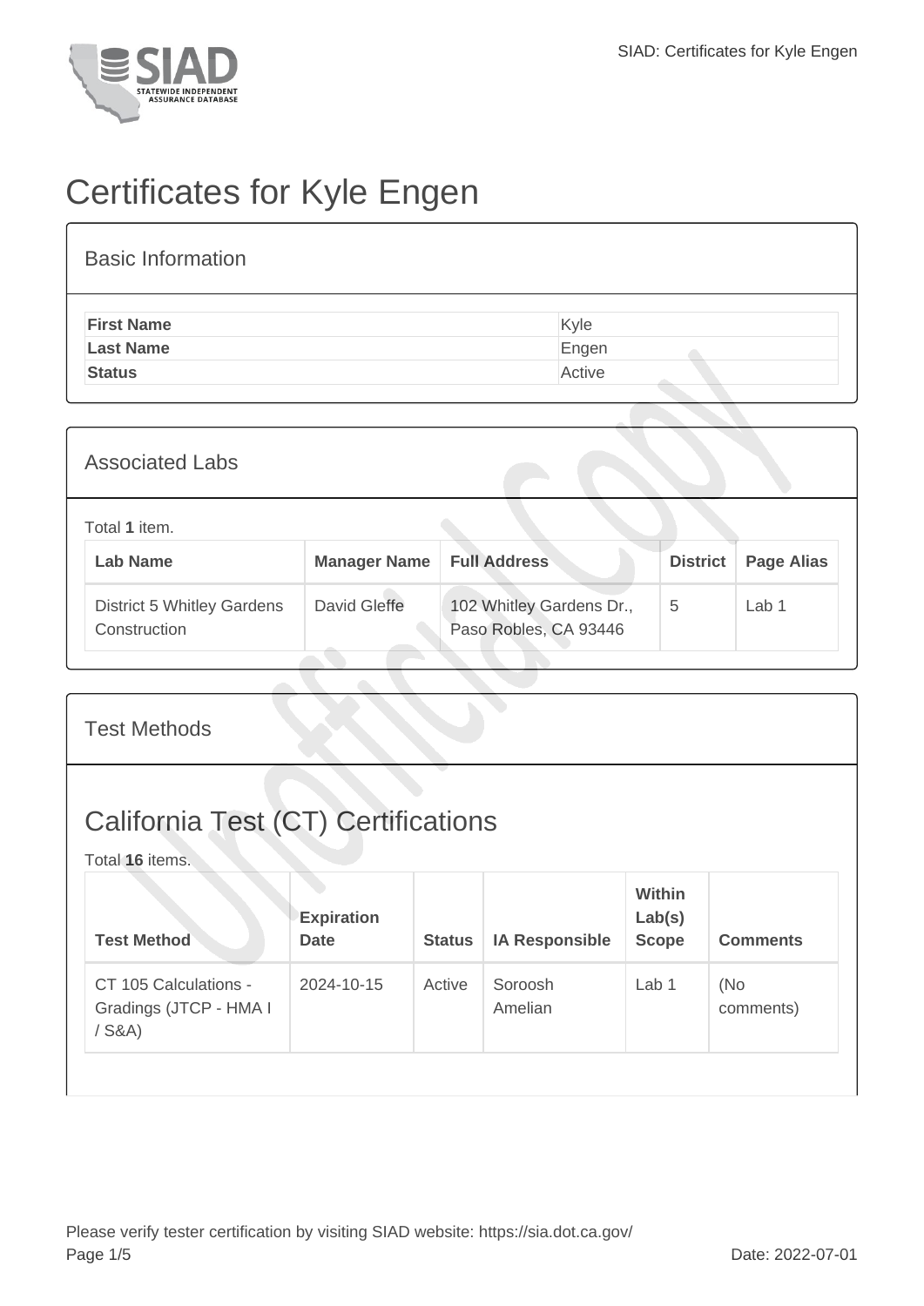# Certificates for Kyle Engen

## Basic Information

| | |
|---|---|
| **First Name** | Kyle |
| **Last Name** | Engen |
| **Status** | Active |

## Associated Labs

Total **1** item.

| Lab Name | Manager Name | Full Address | District | Page Alias |
|---|---|---|---|---|
| District 5 Whitley Gardens Construction | David Gleffe | 102 Whitley Gardens Dr., Paso Robles, CA 93446 | 5 | Lab 1 |

## Test Methods

## California Test (CT) Certifications

Total **16** items.

| Test Method | Expiration Date | Status | IA Responsible | Within Lab(s) Scope | Comments |
|---|---|---|---|---|---|
| CT 105 Calculations - Gradings (JTCP - HMA I / S&A) | 2024-10-15 | Active | Soroosh Amelian | Lab 1 | (No comments) |

Please verify tester certification by visiting SIAD website: https://sia.dot.ca.gov/

Date: 2022-07-01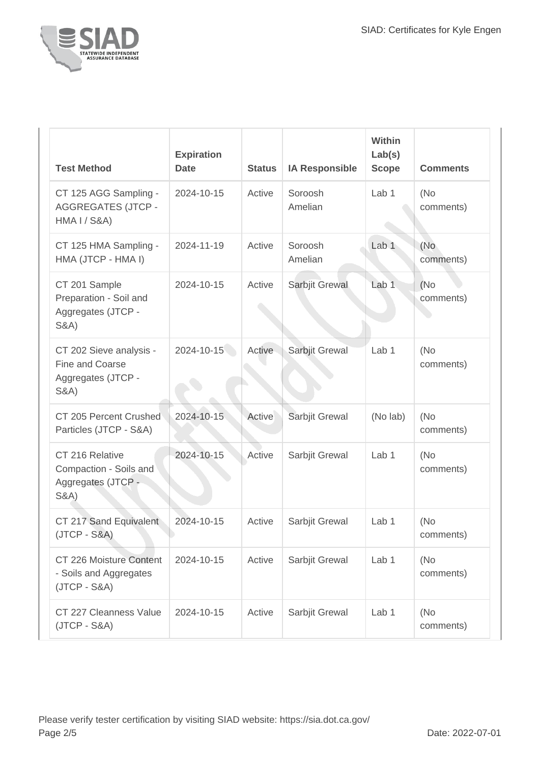| Test Method | Expiration Date | Status | IA Responsible | Within Lab(s) Scope | Comments |
| --- | --- | --- | --- | --- | --- |
| CT 125 AGG Sampling - AGGREGATES (JTCP - HMA I / S&A) | 2024-10-15 | Active | Soroosh Amelian | Lab 1 | (No comments) |
| CT 125 HMA Sampling - HMA (JTCP - HMA I) | 2024-11-19 | Active | Soroosh Amelian | Lab 1 | (No comments) |
| CT 201 Sample Preparation - Soil and Aggregates (JTCP - S&A) | 2024-10-15 | Active | Sarbjit Grewal | Lab 1 | (No comments) |
| CT 202 Sieve analysis - Fine and Coarse Aggregates (JTCP - S&A) | 2024-10-15 | Active | Sarbjit Grewal | Lab 1 | (No comments) |
| CT 205 Percent Crushed Particles (JTCP - S&A) | 2024-10-15 | Active | Sarbjit Grewal | (No lab) | (No comments) |
| CT 216 Relative Compaction - Soils and Aggregates (JTCP - S&A) | 2024-10-15 | Active | Sarbjit Grewal | Lab 1 | (No comments) |
| CT 217 Sand Equivalent (JTCP - S&A) | 2024-10-15 | Active | Sarbjit Grewal | Lab 1 | (No comments) |
| CT 226 Moisture Content - Soils and Aggregates (JTCP - S&A) | 2024-10-15 | Active | Sarbjit Grewal | Lab 1 | (No comments) |
| CT 227 Cleanness Value (JTCP - S&A) | 2024-10-15 | Active | Sarbjit Grewal | Lab 1 | (No comments) |

Please verify tester certification by visiting SIAD website: https://sia.dot.ca.gov/

Date: 2022-07-01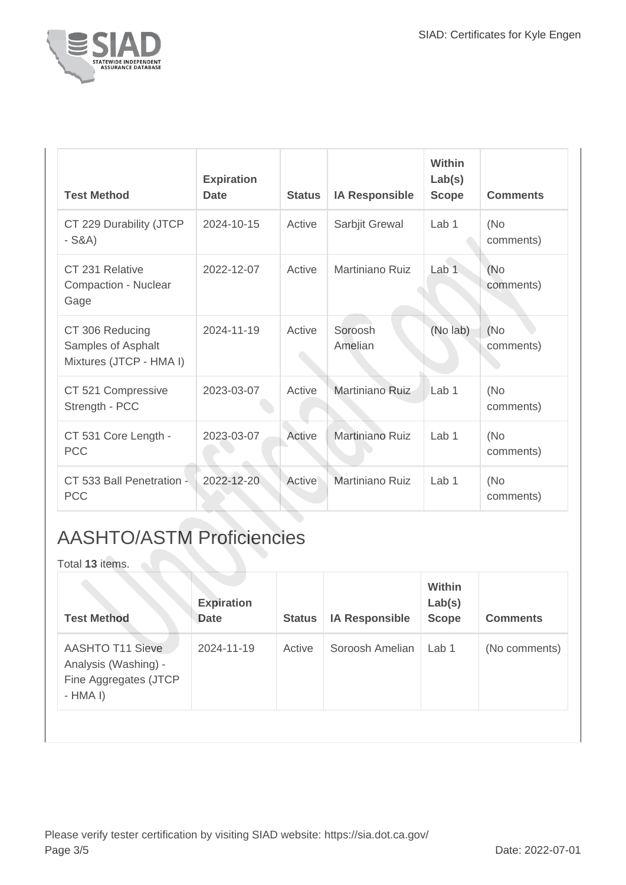| Test Method | Expiration Date | Status | IA Responsible | Within Lab(s) Scope | Comments |
|---|---|---|---|---|---|
| CT 229 Durability (JTCP - S&A) | 2024-10-15 | Active | Sarbjit Grewal | Lab 1 | (No comments) |
| CT 231 Relative Compaction - Nuclear Gage | 2022-12-07 | Active | Martiniano Ruiz | Lab 1 | (No comments) |
| CT 306 Reducing Samples of Asphalt Mixtures (JTCP - HMA I) | 2024-11-19 | Active | Soroosh Amelian | (No lab) | (No comments) |
| CT 521 Compressive Strength - PCC | 2023-03-07 | Active | Martiniano Ruiz | Lab 1 | (No comments) |
| CT 531 Core Length - PCC | 2023-03-07 | Active | Martiniano Ruiz | Lab 1 | (No comments) |
| CT 533 Ball Penetration - PCC | 2022-12-20 | Active | Martiniano Ruiz | Lab 1 | (No comments) |

## AASHTO/ASTM Proficiencies

Total **13** items.

| Test Method | Expiration Date | Status | IA Responsible | Within Lab(s) Scope | Comments |
|---|---|---|---|---|---|
| AASHTO T11 Sieve Analysis (Washing) - Fine Aggregates (JTCP - HMA I) | 2024-11-19 | Active | Soroosh Amelian | Lab 1 | (No comments) |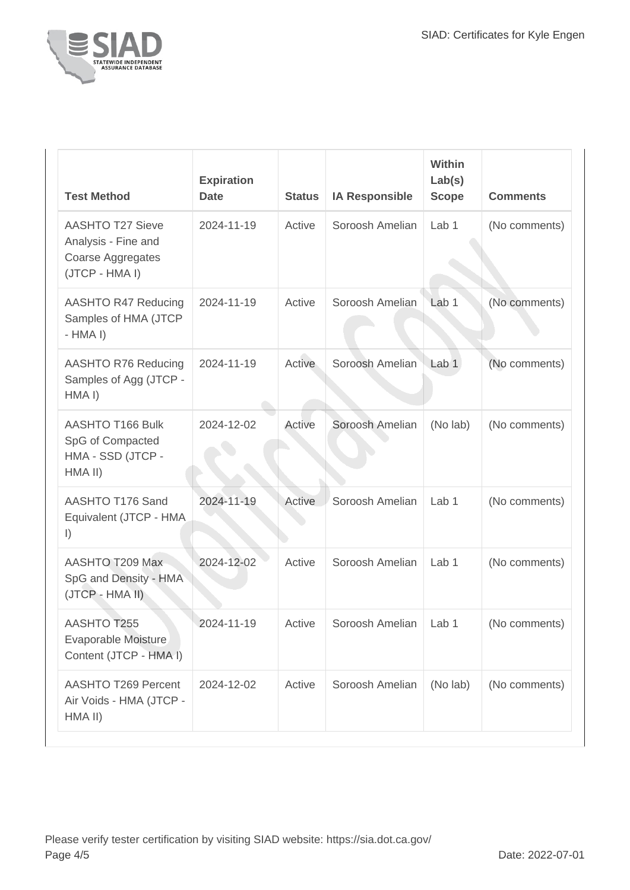| Test Method | Expiration Date | Status | IA Responsible | Within Lab(s) Scope | Comments |
|---|---|---|---|---|---|
| AASHTO T27 Sieve Analysis - Fine and Coarse Aggregates (JTCP - HMA I) | 2024-11-19 | Active | Soroosh Amelian | Lab 1 | (No comments) |
| AASHTO R47 Reducing Samples of HMA (JTCP - HMA I) | 2024-11-19 | Active | Soroosh Amelian | Lab 1 | (No comments) |
| AASHTO R76 Reducing Samples of Agg (JTCP - HMA I) | 2024-11-19 | Active | Soroosh Amelian | Lab 1 | (No comments) |
| AASHTO T166 Bulk SpG of Compacted HMA - SSD (JTCP - HMA II) | 2024-12-02 | Active | Soroosh Amelian | (No lab) | (No comments) |
| AASHTO T176 Sand Equivalent (JTCP - HMA I) | 2024-11-19 | Active | Soroosh Amelian | Lab 1 | (No comments) |
| AASHTO T209 Max SpG and Density - HMA (JTCP - HMA II) | 2024-12-02 | Active | Soroosh Amelian | Lab 1 | (No comments) |
| AASHTO T255 Evaporable Moisture Content (JTCP - HMA I) | 2024-11-19 | Active | Soroosh Amelian | Lab 1 | (No comments) |
| AASHTO T269 Percent Air Voids - HMA (JTCP - HMA II) | 2024-12-02 | Active | Soroosh Amelian | (No lab) | (No comments) |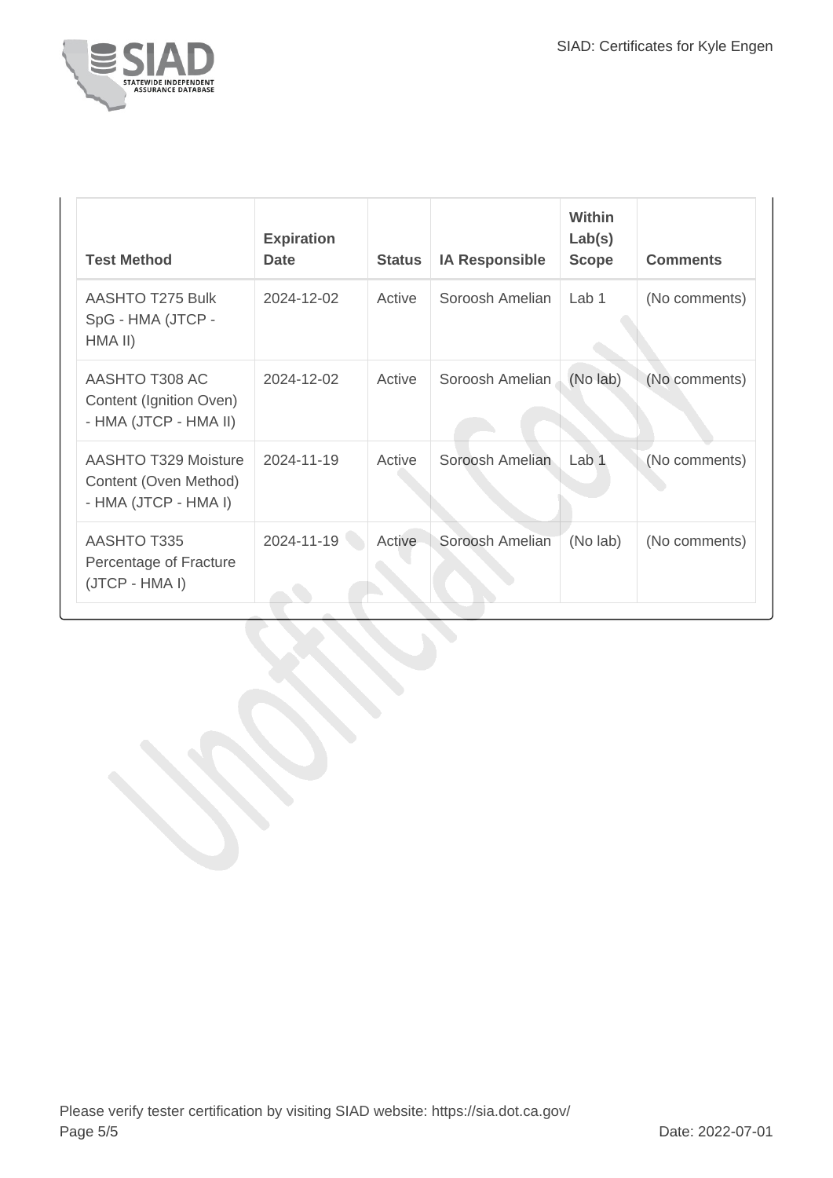| Test Method | Expiration Date | Status | IA Responsible | Within Lab(s) Scope | Comments |
|---|---|---|---|---|---|
| AASHTO T275 Bulk SpG - HMA (JTCP - HMA II) | 2024-12-02 | Active | Soroosh Amelian | Lab 1 | (No comments) |
| AASHTO T308 AC Content (Ignition Oven) - HMA (JTCP - HMA II) | 2024-12-02 | Active | Soroosh Amelian | (No lab) | (No comments) |
| AASHTO T329 Moisture Content (Oven Method) - HMA (JTCP - HMA I) | 2024-11-19 | Active | Soroosh Amelian | Lab 1 | (No comments) |
| AASHTO T335 Percentage of Fracture (JTCP - HMA I) | 2024-11-19 | Active | Soroosh Amelian | (No lab) | (No comments) |

Please verify tester certification by visiting SIAD website: https://sia.dot.ca.gov/

Date: 2022-07-01